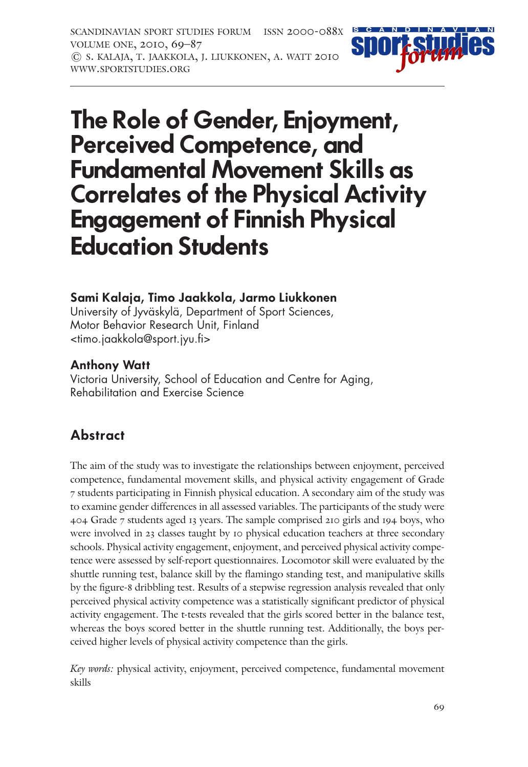# The Role of Gender, Enjoyment, Perceived Competence, and Fundamental Movement Skills as Correlates of the Physical Activity Engagement of Finnish Physical Education Students

**Sami Kalaja, Timo Jaakkola, Jarmo Liukkonen**
University of Jyväskylä, Department of Sport Sciences,
Motor Behavior Research Unit, Finland
<timo.jaakkola@sport.jyu.fi>

**Anthony Watt**
Victoria University, School of Education and Centre for Aging,
Rehabilitation and Exercise Science

## Abstract

The aim of the study was to investigate the relationships between enjoyment, perceived competence, fundamental movement skills, and physical activity engagement of Grade 7 students participating in Finnish physical education. A secondary aim of the study was to examine gender differences in all assessed variables. The participants of the study were 404 Grade 7 students aged 13 years. The sample comprised 210 girls and 194 boys, who were involved in 23 classes taught by 10 physical education teachers at three secondary schools. Physical activity engagement, enjoyment, and perceived physical activity competence were assessed by self-report questionnaires. Locomotor skill were evaluated by the shuttle running test, balance skill by the flamingo standing test, and manipulative skills by the figure-8 dribbling test. Results of a stepwise regression analysis revealed that only perceived physical activity competence was a statistically significant predictor of physical activity engagement. The t-tests revealed that the girls scored better in the balance test, whereas the boys scored better in the shuttle running test. Additionally, the boys perceived higher levels of physical activity competence than the girls.

*Key words:* physical activity, enjoyment, perceived competence, fundamental movement skills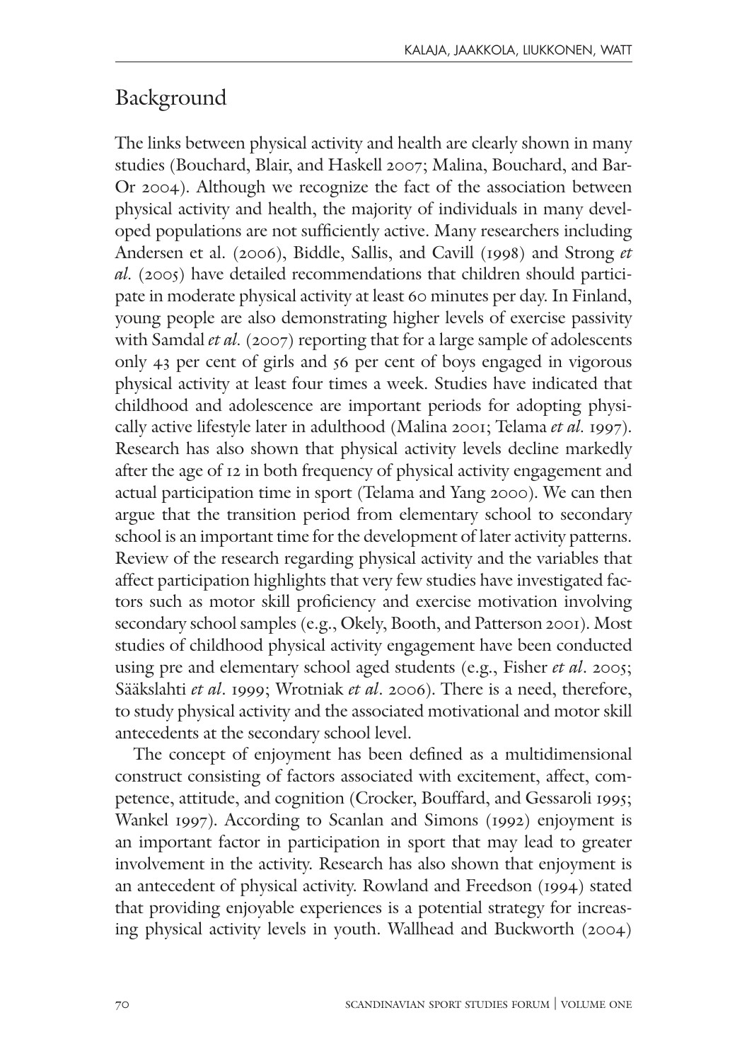## Background

The links between physical activity and health are clearly shown in many studies (Bouchard, Blair, and Haskell 2007; Malina, Bouchard, and Bar-Or 2004). Although we recognize the fact of the association between physical activity and health, the majority of individuals in many developed populations are not sufficiently active. Many researchers including Andersen et al. (2006), Biddle, Sallis, and Cavill (1998) and Strong *et al.* (2005) have detailed recommendations that children should participate in moderate physical activity at least 60 minutes per day. In Finland, young people are also demonstrating higher levels of exercise passivity with Samdal *et al.* (2007) reporting that for a large sample of adolescents only 43 per cent of girls and 56 per cent of boys engaged in vigorous physical activity at least four times a week. Studies have indicated that childhood and adolescence are important periods for adopting physically active lifestyle later in adulthood (Malina 2001; Telama *et al.* 1997). Research has also shown that physical activity levels decline markedly after the age of 12 in both frequency of physical activity engagement and actual participation time in sport (Telama and Yang 2000). We can then argue that the transition period from elementary school to secondary school is an important time for the development of later activity patterns. Review of the research regarding physical activity and the variables that affect participation highlights that very few studies have investigated factors such as motor skill proficiency and exercise motivation involving secondary school samples (e.g., Okely, Booth, and Patterson 2001). Most studies of childhood physical activity engagement have been conducted using pre and elementary school aged students (e.g., Fisher *et al*. 2005; Sääkslahti *et al*. 1999; Wrotniak *et al*. 2006). There is a need, therefore, to study physical activity and the associated motivational and motor skill antecedents at the secondary school level.

The concept of enjoyment has been defined as a multidimensional construct consisting of factors associated with excitement, affect, competence, attitude, and cognition (Crocker, Bouffard, and Gessaroli 1995; Wankel 1997). According to Scanlan and Simons (1992) enjoyment is an important factor in participation in sport that may lead to greater involvement in the activity. Research has also shown that enjoyment is an antecedent of physical activity. Rowland and Freedson (1994) stated that providing enjoyable experiences is a potential strategy for increasing physical activity levels in youth. Wallhead and Buckworth (2004)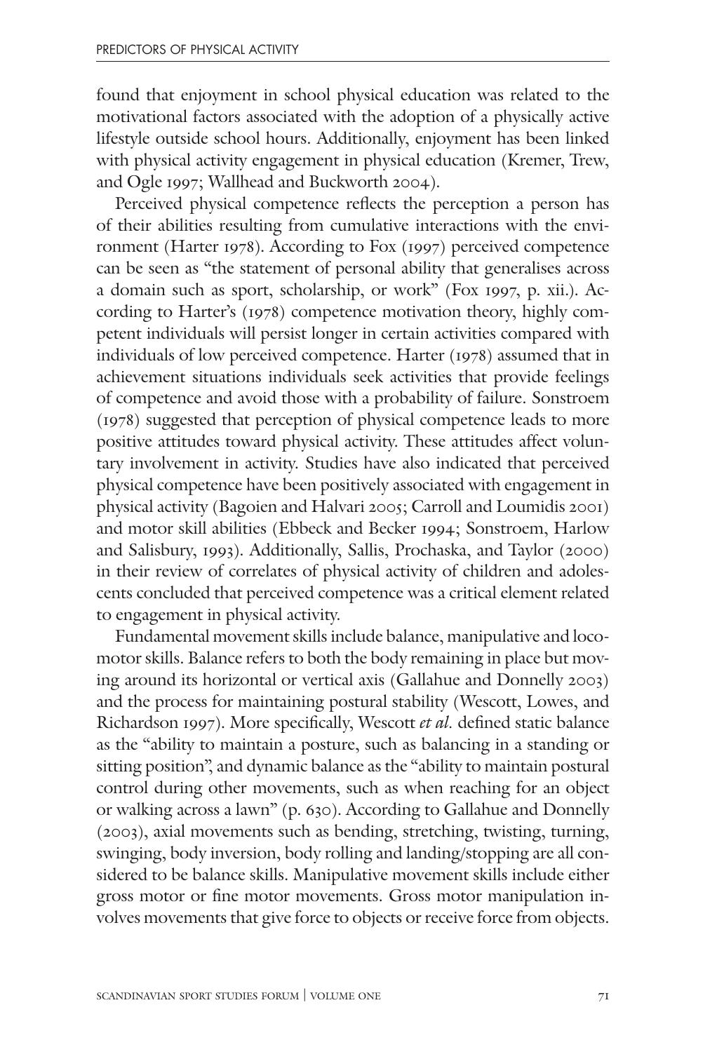found that enjoyment in school physical education was related to the motivational factors associated with the adoption of a physically active lifestyle outside school hours. Additionally, enjoyment has been linked with physical activity engagement in physical education (Kremer, Trew, and Ogle 1997; Wallhead and Buckworth 2004).

Perceived physical competence reflects the perception a person has of their abilities resulting from cumulative interactions with the environment (Harter 1978). According to Fox (1997) perceived competence can be seen as "the statement of personal ability that generalises across a domain such as sport, scholarship, or work" (Fox 1997, p. xii.). According to Harter's (1978) competence motivation theory, highly competent individuals will persist longer in certain activities compared with individuals of low perceived competence. Harter (1978) assumed that in achievement situations individuals seek activities that provide feelings of competence and avoid those with a probability of failure. Sonstroem (1978) suggested that perception of physical competence leads to more positive attitudes toward physical activity. These attitudes affect voluntary involvement in activity. Studies have also indicated that perceived physical competence have been positively associated with engagement in physical activity (Bagoien and Halvari 2005; Carroll and Loumidis 2001) and motor skill abilities (Ebbeck and Becker 1994; Sonstroem, Harlow and Salisbury, 1993). Additionally, Sallis, Prochaska, and Taylor (2000) in their review of correlates of physical activity of children and adolescents concluded that perceived competence was a critical element related to engagement in physical activity.

Fundamental movement skills include balance, manipulative and locomotor skills. Balance refers to both the body remaining in place but moving around its horizontal or vertical axis (Gallahue and Donnelly 2003) and the process for maintaining postural stability (Wescott, Lowes, and Richardson 1997). More specifically, Wescott *et al.* defined static balance as the "ability to maintain a posture, such as balancing in a standing or sitting position", and dynamic balance as the "ability to maintain postural control during other movements, such as when reaching for an object or walking across a lawn" (p. 630). According to Gallahue and Donnelly (2003), axial movements such as bending, stretching, twisting, turning, swinging, body inversion, body rolling and landing/stopping are all considered to be balance skills. Manipulative movement skills include either gross motor or fine motor movements. Gross motor manipulation involves movements that give force to objects or receive force from objects.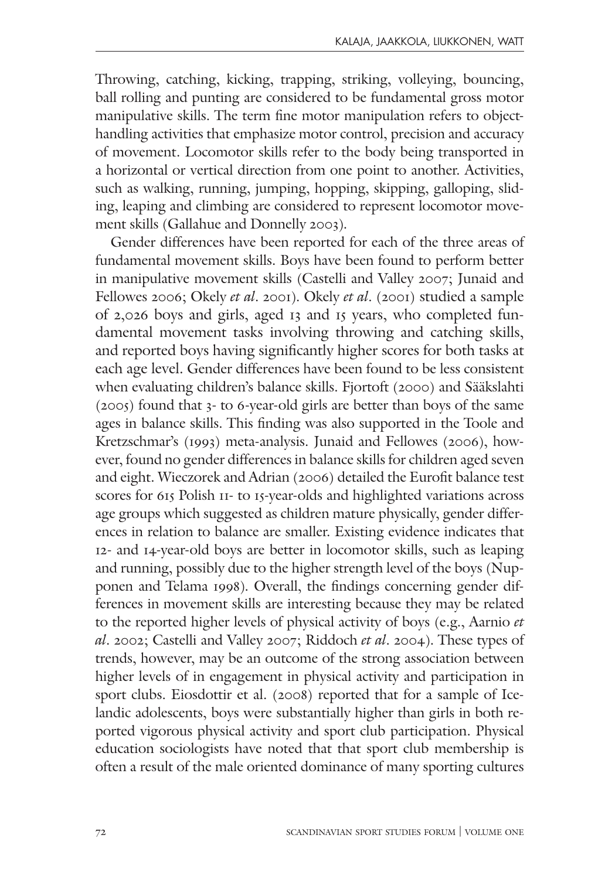Throwing, catching, kicking, trapping, striking, volleying, bouncing, ball rolling and punting are considered to be fundamental gross motor manipulative skills. The term fine motor manipulation refers to object-handling activities that emphasize motor control, precision and accuracy of movement. Locomotor skills refer to the body being transported in a horizontal or vertical direction from one point to another. Activities, such as walking, running, jumping, hopping, skipping, galloping, sliding, leaping and climbing are considered to represent locomotor movement skills (Gallahue and Donnelly 2003).

Gender differences have been reported for each of the three areas of fundamental movement skills. Boys have been found to perform better in manipulative movement skills (Castelli and Valley 2007; Junaid and Fellowes 2006; Okely *et al*. 2001). Okely *et al*. (2001) studied a sample of 2,026 boys and girls, aged 13 and 15 years, who completed fundamental movement tasks involving throwing and catching skills, and reported boys having significantly higher scores for both tasks at each age level. Gender differences have been found to be less consistent when evaluating children's balance skills. Fjortoft (2000) and Sääkslahti (2005) found that 3- to 6-year-old girls are better than boys of the same ages in balance skills. This finding was also supported in the Toole and Kretzschmar's (1993) meta-analysis. Junaid and Fellowes (2006), however, found no gender differences in balance skills for children aged seven and eight. Wieczorek and Adrian (2006) detailed the Eurofit balance test scores for 615 Polish 11- to 15-year-olds and highlighted variations across age groups which suggested as children mature physically, gender differences in relation to balance are smaller. Existing evidence indicates that 12- and 14-year-old boys are better in locomotor skills, such as leaping and running, possibly due to the higher strength level of the boys (Nupponen and Telama 1998). Overall, the findings concerning gender differences in movement skills are interesting because they may be related to the reported higher levels of physical activity of boys (e.g., Aarnio *et al*. 2002; Castelli and Valley 2007; Riddoch *et al*. 2004). These types of trends, however, may be an outcome of the strong association between higher levels of in engagement in physical activity and participation in sport clubs. Eiosdottir et al. (2008) reported that for a sample of Icelandic adolescents, boys were substantially higher than girls in both reported vigorous physical activity and sport club participation. Physical education sociologists have noted that that sport club membership is often a result of the male oriented dominance of many sporting cultures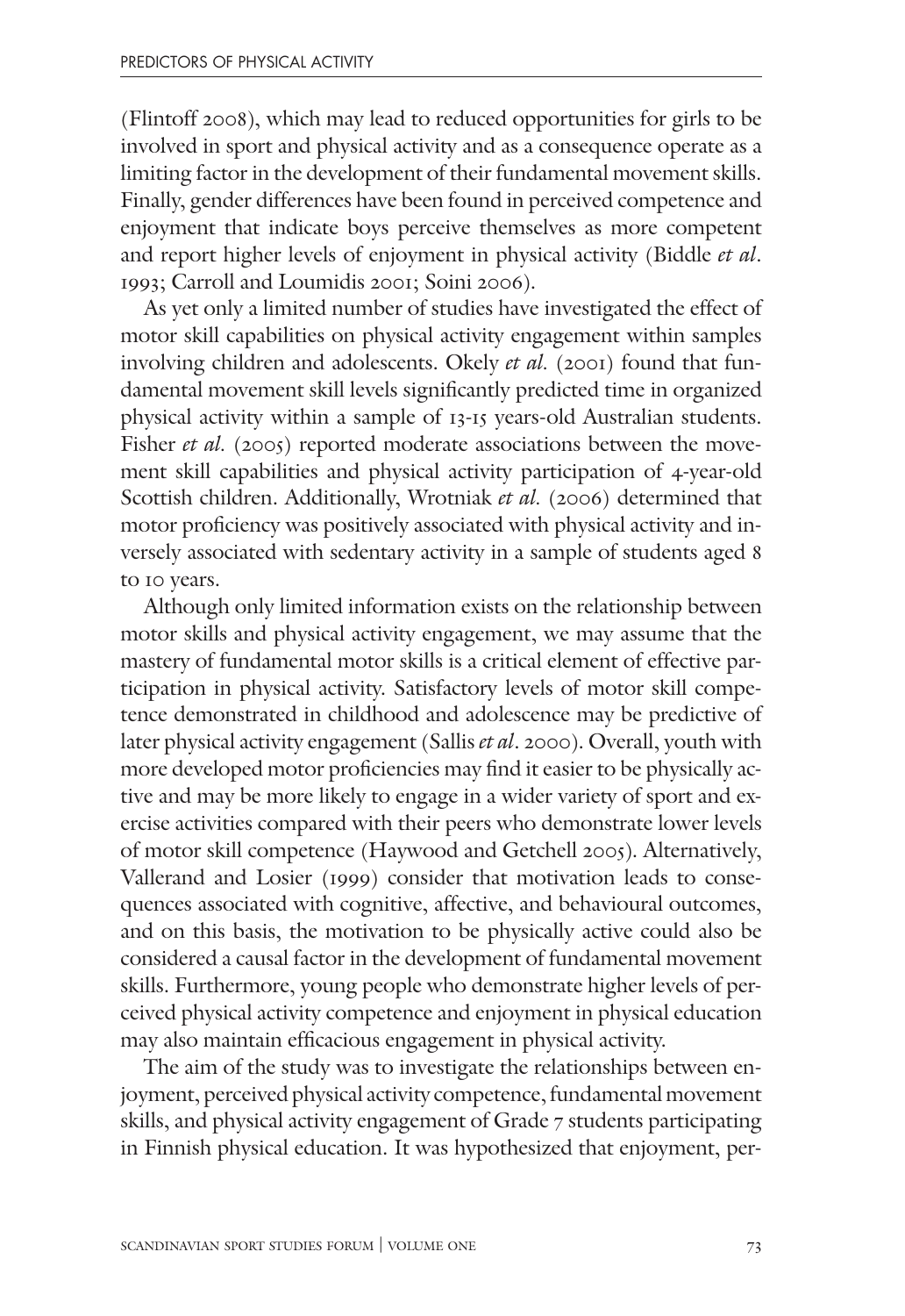(Flintoff 2008), which may lead to reduced opportunities for girls to be involved in sport and physical activity and as a consequence operate as a limiting factor in the development of their fundamental movement skills. Finally, gender differences have been found in perceived competence and enjoyment that indicate boys perceive themselves as more competent and report higher levels of enjoyment in physical activity (Biddle *et al*. 1993; Carroll and Loumidis 2001; Soini 2006).

As yet only a limited number of studies have investigated the effect of motor skill capabilities on physical activity engagement within samples involving children and adolescents. Okely *et al.* (2001) found that fundamental movement skill levels significantly predicted time in organized physical activity within a sample of 13-15 years-old Australian students. Fisher *et al.* (2005) reported moderate associations between the movement skill capabilities and physical activity participation of 4-year-old Scottish children. Additionally, Wrotniak *et al.* (2006) determined that motor proficiency was positively associated with physical activity and inversely associated with sedentary activity in a sample of students aged 8 to 10 years.

Although only limited information exists on the relationship between motor skills and physical activity engagement, we may assume that the mastery of fundamental motor skills is a critical element of effective participation in physical activity. Satisfactory levels of motor skill competence demonstrated in childhood and adolescence may be predictive of later physical activity engagement (Sallis *et al*. 2000). Overall, youth with more developed motor proficiencies may find it easier to be physically active and may be more likely to engage in a wider variety of sport and exercise activities compared with their peers who demonstrate lower levels of motor skill competence (Haywood and Getchell 2005). Alternatively, Vallerand and Losier (1999) consider that motivation leads to consequences associated with cognitive, affective, and behavioural outcomes, and on this basis, the motivation to be physically active could also be considered a causal factor in the development of fundamental movement skills. Furthermore, young people who demonstrate higher levels of perceived physical activity competence and enjoyment in physical education may also maintain efficacious engagement in physical activity.

The aim of the study was to investigate the relationships between enjoyment, perceived physical activity competence, fundamental movement skills, and physical activity engagement of Grade 7 students participating in Finnish physical education. It was hypothesized that enjoyment, per-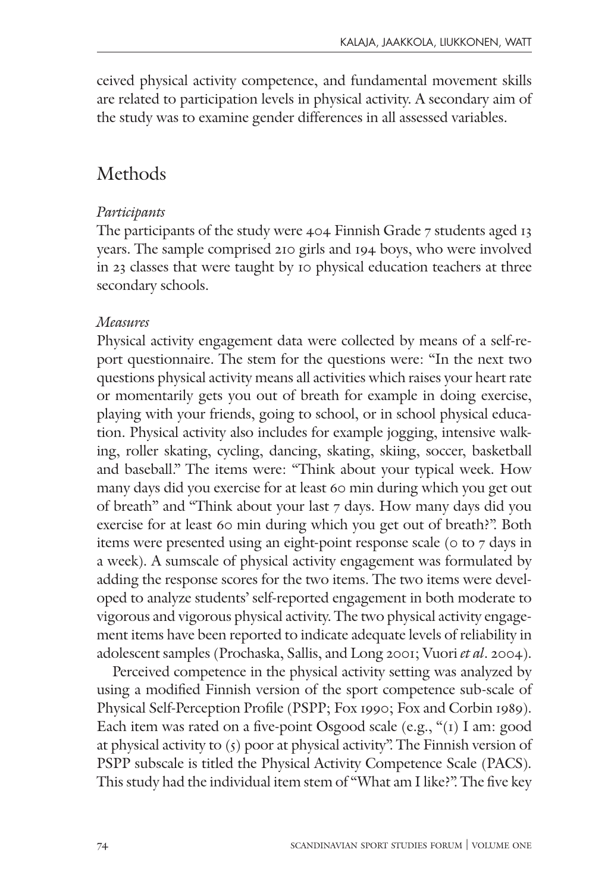ceived physical activity competence, and fundamental movement skills are related to participation levels in physical activity. A secondary aim of the study was to examine gender differences in all assessed variables.

## Methods

*Participants*

The participants of the study were 404 Finnish Grade 7 students aged 13 years. The sample comprised 210 girls and 194 boys, who were involved in 23 classes that were taught by 10 physical education teachers at three secondary schools.

*Measures*

Physical activity engagement data were collected by means of a self-report questionnaire. The stem for the questions were: "In the next two questions physical activity means all activities which raises your heart rate or momentarily gets you out of breath for example in doing exercise, playing with your friends, going to school, or in school physical education. Physical activity also includes for example jogging, intensive walking, roller skating, cycling, dancing, skating, skiing, soccer, basketball and baseball." The items were: "Think about your typical week. How many days did you exercise for at least 60 min during which you get out of breath" and "Think about your last 7 days. How many days did you exercise for at least 60 min during which you get out of breath?". Both items were presented using an eight-point response scale (0 to 7 days in a week). A sumscale of physical activity engagement was formulated by adding the response scores for the two items. The two items were developed to analyze students' self-reported engagement in both moderate to vigorous and vigorous physical activity. The two physical activity engagement items have been reported to indicate adequate levels of reliability in adolescent samples (Prochaska, Sallis, and Long 2001; Vuori *et al*. 2004).

Perceived competence in the physical activity setting was analyzed by using a modified Finnish version of the sport competence sub-scale of Physical Self-Perception Profile (PSPP; Fox 1990; Fox and Corbin 1989). Each item was rated on a five-point Osgood scale (e.g., "(1) I am: good at physical activity to (5) poor at physical activity". The Finnish version of PSPP subscale is titled the Physical Activity Competence Scale (PACS). This study had the individual item stem of "What am I like?". The five key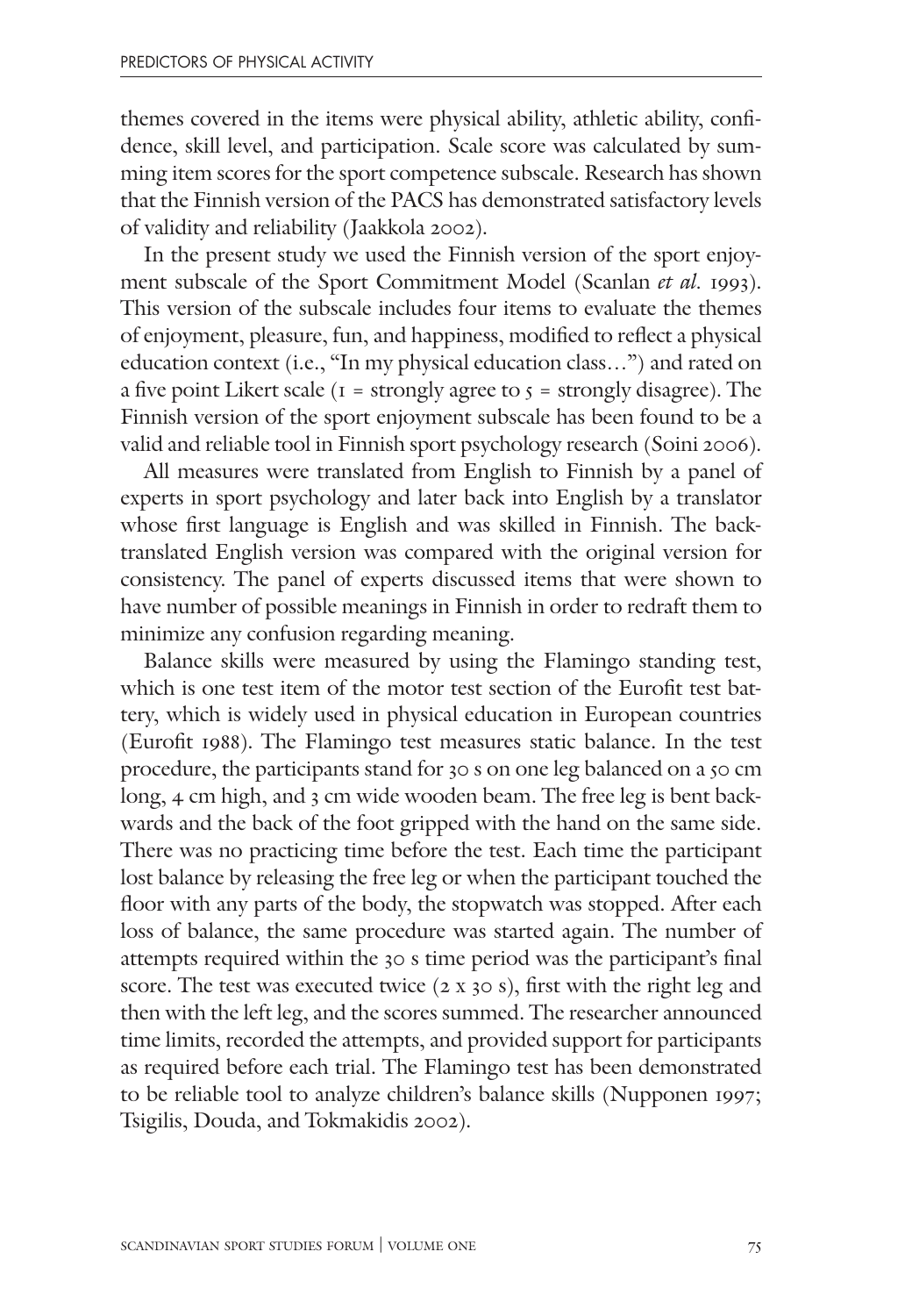themes covered in the items were physical ability, athletic ability, confidence, skill level, and participation. Scale score was calculated by summing item scores for the sport competence subscale. Research has shown that the Finnish version of the PACS has demonstrated satisfactory levels of validity and reliability (Jaakkola 2002).

In the present study we used the Finnish version of the sport enjoyment subscale of the Sport Commitment Model (Scanlan *et al.* 1993). This version of the subscale includes four items to evaluate the themes of enjoyment, pleasure, fun, and happiness, modified to reflect a physical education context (i.e., "In my physical education class…") and rated on a five point Likert scale (1 = strongly agree to 5 = strongly disagree). The Finnish version of the sport enjoyment subscale has been found to be a valid and reliable tool in Finnish sport psychology research (Soini 2006).

All measures were translated from English to Finnish by a panel of experts in sport psychology and later back into English by a translator whose first language is English and was skilled in Finnish. The back-translated English version was compared with the original version for consistency. The panel of experts discussed items that were shown to have number of possible meanings in Finnish in order to redraft them to minimize any confusion regarding meaning.

Balance skills were measured by using the Flamingo standing test, which is one test item of the motor test section of the Eurofit test battery, which is widely used in physical education in European countries (Eurofit 1988). The Flamingo test measures static balance. In the test procedure, the participants stand for 30 s on one leg balanced on a 50 cm long, 4 cm high, and 3 cm wide wooden beam. The free leg is bent backwards and the back of the foot gripped with the hand on the same side. There was no practicing time before the test. Each time the participant lost balance by releasing the free leg or when the participant touched the floor with any parts of the body, the stopwatch was stopped. After each loss of balance, the same procedure was started again. The number of attempts required within the 30 s time period was the participant's final score. The test was executed twice (2 x 30 s), first with the right leg and then with the left leg, and the scores summed. The researcher announced time limits, recorded the attempts, and provided support for participants as required before each trial. The Flamingo test has been demonstrated to be reliable tool to analyze children's balance skills (Nupponen 1997; Tsigilis, Douda, and Tokmakidis 2002).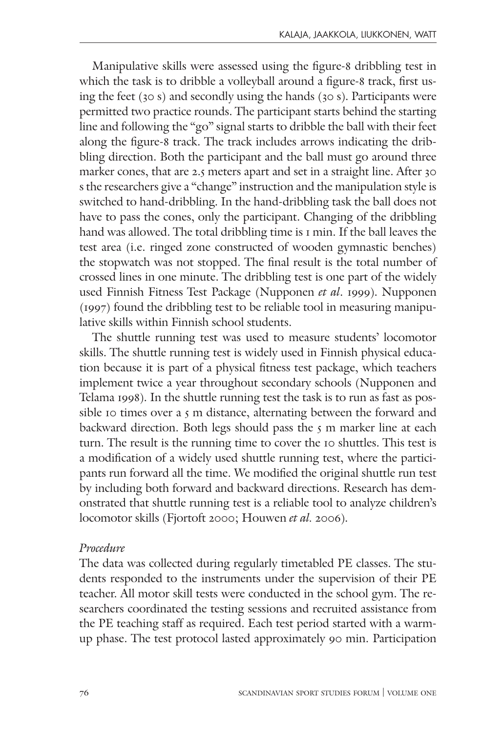Manipulative skills were assessed using the figure-8 dribbling test in which the task is to dribble a volleyball around a figure-8 track, first using the feet (30 s) and secondly using the hands (30 s). Participants were permitted two practice rounds. The participant starts behind the starting line and following the "go" signal starts to dribble the ball with their feet along the figure-8 track. The track includes arrows indicating the dribbling direction. Both the participant and the ball must go around three marker cones, that are 2.5 meters apart and set in a straight line. After 30 s the researchers give a "change" instruction and the manipulation style is switched to hand-dribbling. In the hand-dribbling task the ball does not have to pass the cones, only the participant. Changing of the dribbling hand was allowed. The total dribbling time is 1 min. If the ball leaves the test area (i.e. ringed zone constructed of wooden gymnastic benches) the stopwatch was not stopped. The final result is the total number of crossed lines in one minute. The dribbling test is one part of the widely used Finnish Fitness Test Package (Nupponen *et al*. 1999). Nupponen (1997) found the dribbling test to be reliable tool in measuring manipulative skills within Finnish school students.

The shuttle running test was used to measure students' locomotor skills. The shuttle running test is widely used in Finnish physical education because it is part of a physical fitness test package, which teachers implement twice a year throughout secondary schools (Nupponen and Telama 1998). In the shuttle running test the task is to run as fast as possible 10 times over a 5 m distance, alternating between the forward and backward direction. Both legs should pass the 5 m marker line at each turn. The result is the running time to cover the 10 shuttles. This test is a modification of a widely used shuttle running test, where the participants run forward all the time. We modified the original shuttle run test by including both forward and backward directions. Research has demonstrated that shuttle running test is a reliable tool to analyze children's locomotor skills (Fjortoft 2000; Houwen *et al.* 2006).

*Procedure*

The data was collected during regularly timetabled PE classes. The students responded to the instruments under the supervision of their PE teacher. All motor skill tests were conducted in the school gym. The researchers coordinated the testing sessions and recruited assistance from the PE teaching staff as required. Each test period started with a warm-up phase. The test protocol lasted approximately 90 min. Participation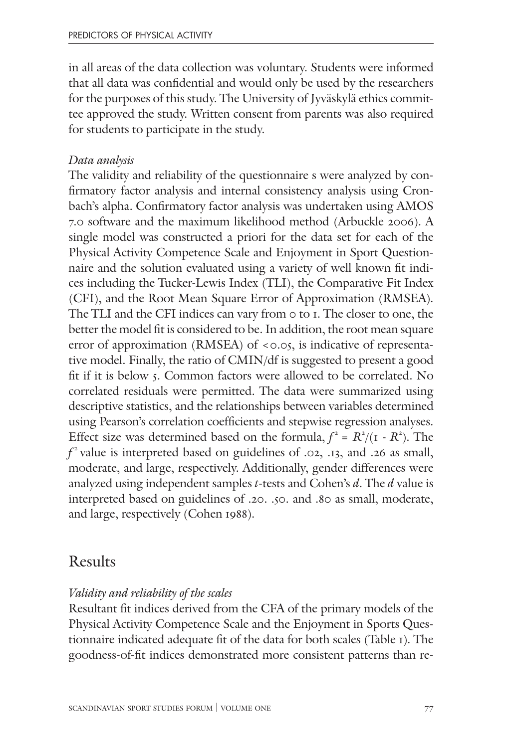in all areas of the data collection was voluntary. Students were informed that all data was confidential and would only be used by the researchers for the purposes of this study. The University of Jyväskylä ethics committee approved the study. Written consent from parents was also required for students to participate in the study.

### *Data analysis*

The validity and reliability of the questionnaire s were analyzed by confirmatory factor analysis and internal consistency analysis using Cronbach's alpha. Confirmatory factor analysis was undertaken using AMOS 7.0 software and the maximum likelihood method (Arbuckle 2006). A single model was constructed a priori for the data set for each of the Physical Activity Competence Scale and Enjoyment in Sport Questionnaire and the solution evaluated using a variety of well known fit indices including the Tucker-Lewis Index (TLI), the Comparative Fit Index (CFI), and the Root Mean Square Error of Approximation (RMSEA). The TLI and the CFI indices can vary from 0 to 1. The closer to one, the better the model fit is considered to be. In addition, the root mean square error of approximation (RMSEA) of $<0.05$, is indicative of representative model. Finally, the ratio of CMIN/df is suggested to present a good fit if it is below 5. Common factors were allowed to be correlated. No correlated residuals were permitted. The data were summarized using descriptive statistics, and the relationships between variables determined using Pearson's correlation coefficients and stepwise regression analyses. Effect size was determined based on the formula, $f^2 = R^2/(1 - R^2)$. The $f^2$ value is interpreted based on guidelines of .02, .13, and .26 as small, moderate, and large, respectively. Additionally, gender differences were analyzed using independent samples *t*-tests and Cohen's ***d***. The ***d*** value is interpreted based on guidelines of .20. .50. and .80 as small, moderate, and large, respectively (Cohen 1988).

## Results

### *Validity and reliability of the scales*

Resultant fit indices derived from the CFA of the primary models of the Physical Activity Competence Scale and the Enjoyment in Sports Questionnaire indicated adequate fit of the data for both scales (Table 1). The goodness-of-fit indices demonstrated more consistent patterns than re-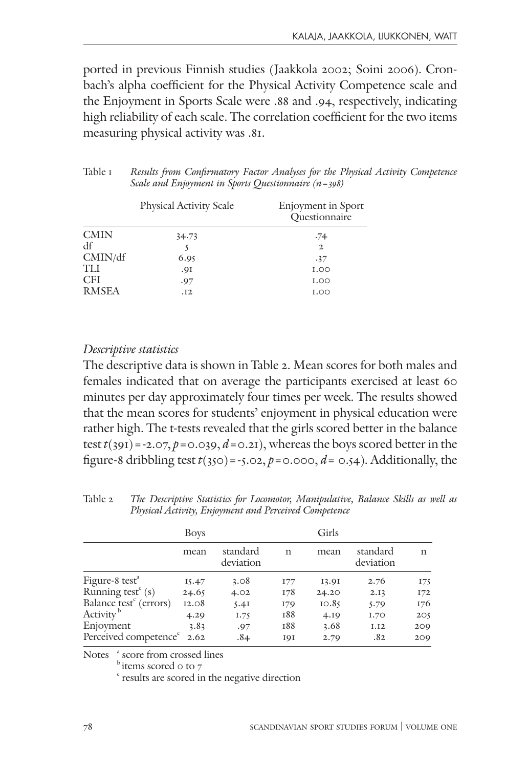ported in previous Finnish studies (Jaakkola 2002; Soini 2006). Cronbach's alpha coefficient for the Physical Activity Competence scale and the Enjoyment in Sports Scale were .88 and .94, respectively, indicating high reliability of each scale. The correlation coefficient for the two items measuring physical activity was .81.

Table 1 *Results from Confirmatory Factor Analyses for the Physical Activity Competence Scale and Enjoyment in Sports Questionnaire (n=398)*

| | Physical Activity Scale | Enjoyment in Sport Questionnaire |
|---|---|---|
| CMIN | 34.73 | .74 |
| df | 5 | 2 |
| CMIN/df | 6.95 | .37 |
| TLI | .91 | 1.00 |
| CFI | .97 | 1.00 |
| RMSEA | .12 | 1.00 |

*Descriptive statistics*

The descriptive data is shown in Table 2. Mean scores for both males and females indicated that on average the participants exercised at least 60 minutes per day approximately four times per week. The results showed that the mean scores for students' enjoyment in physical education were rather high. The t-tests revealed that the girls scored better in the balance test $t(391) = -2.07$, $p = 0.039$, $d = 0.21$), whereas the boys scored better in the figure-8 dribbling test $t(350) = -5.02$, $p = 0.000$, $d = 0.54$). Additionally, the

Table 2 *The Descriptive Statistics for Locomotor, Manipulative, Balance Skills as well as Physical Activity, Enjoyment and Perceived Competence*

| | Boys | | | Girls | | |
|---|---|---|---|---|---|---|
| | mean | standard deviation | n | mean | standard deviation | n |
| Figure-8 test[a] | 15.47 | 3.08 | 177 | 13.91 | 2.76 | 175 |
| Running test[c] (s) | 24.65 | 4.02 | 178 | 24.20 | 2.13 | 172 |
| Balance test[c] (errors) | 12.08 | 5.41 | 179 | 10.85 | 5.79 | 176 |
| Activity[b] | 4.29 | 1.75 | 188 | 4.19 | 1.70 | 205 |
| Enjoyment | 3.83 | .97 | 188 | 3.68 | 1.12 | 209 |
| Perceived competence[c] | 2.62 | .84 | 191 | 2.79 | .82 | 209 |

Notes [a] score from crossed lines
[b] items scored 0 to 7
[c] results are scored in the negative direction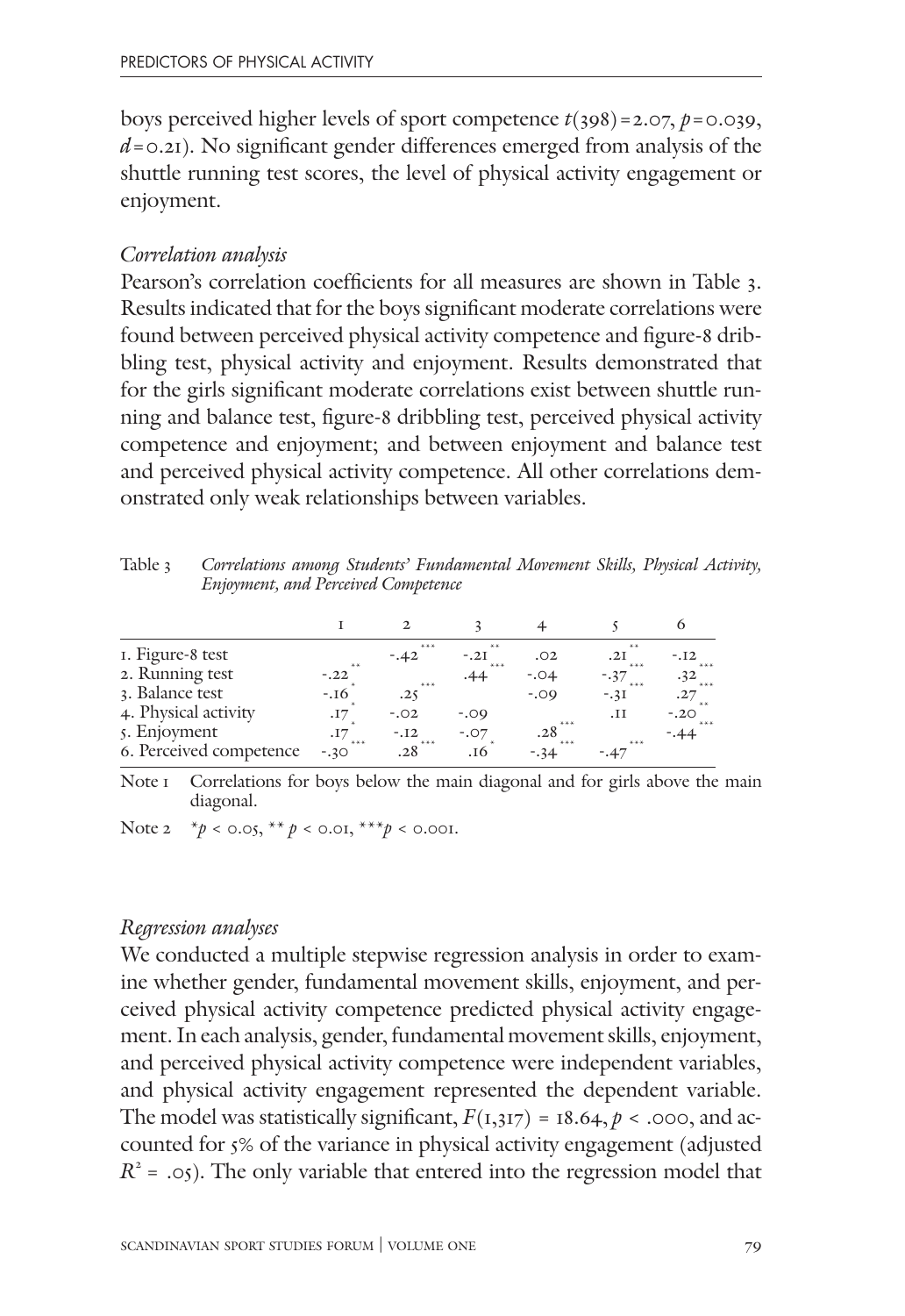boys perceived higher levels of sport competence $t(398) = 2.07$, $p = 0.039$, $d = 0.21$). No significant gender differences emerged from analysis of the shuttle running test scores, the level of physical activity engagement or enjoyment.

### *Correlation analysis*

Pearson's correlation coefficients for all measures are shown in Table 3. Results indicated that for the boys significant moderate correlations were found between perceived physical activity competence and figure-8 dribbling test, physical activity and enjoyment. Results demonstrated that for the girls significant moderate correlations exist between shuttle running and balance test, figure-8 dribbling test, perceived physical activity competence and enjoyment; and between enjoyment and balance test and perceived physical activity competence. All other correlations demonstrated only weak relationships between variables.

Table 3 *Correlations among Students' Fundamental Movement Skills, Physical Activity, Enjoyment, and Perceived Competence*

| | 1 | 2 | 3 | 4 | 5 | 6 |
|---|---|---|---|---|---|---|
| 1. Figure-8 test | | -.42*** | -.21** | .02 | .21** | -.12 |
| 2. Running test | -.22** | | .44*** | -.04 | -.37*** | .32*** |
| 3. Balance test | -.16* | .25*** | | -.09 | -.31*** | .27*** |
| 4. Physical activity | .17* | -.02 | -.09 | | .11 | -.20** |
| 5. Enjoyment | .17* | -.12 | -.07 | .28*** | | -.44*** |
| 6. Perceived competence | -.30*** | .28*** | .16* | -.34*** | -.47*** | |

Note 1 Correlations for boys below the main diagonal and for girls above the main diagonal.

Note 2 *$p < 0.05$, ** $p < 0.01$, ***$p < 0.001$.

### *Regression analyses*

We conducted a multiple stepwise regression analysis in order to examine whether gender, fundamental movement skills, enjoyment, and perceived physical activity competence predicted physical activity engagement. In each analysis, gender, fundamental movement skills, enjoyment, and perceived physical activity competence were independent variables, and physical activity engagement represented the dependent variable. The model was statistically significant, $F(1,317) = 18.64$, $p < .000$, and accounted for 5% of the variance in physical activity engagement (adjusted $R^2 = .05$). The only variable that entered into the regression model that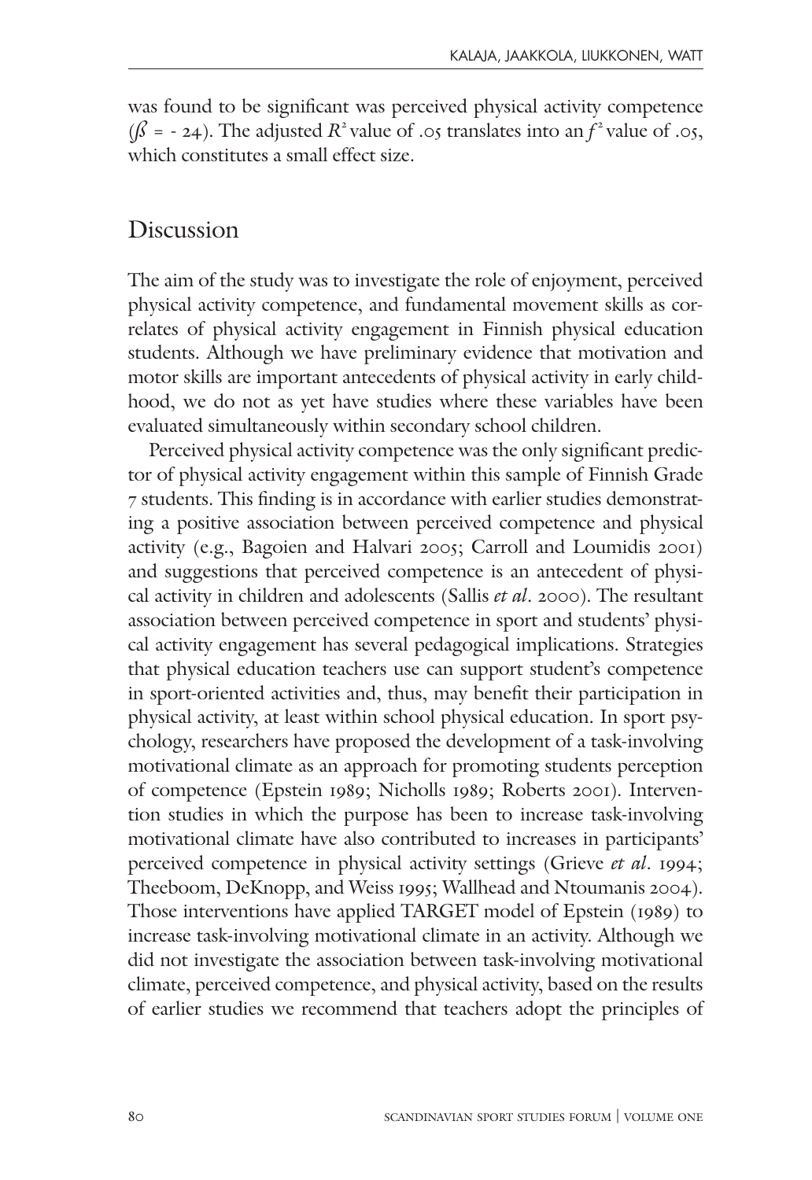was found to be significant was perceived physical activity competence ($\beta$ = - 24). The adjusted $R^2$ value of .05 translates into an $f^2$ value of .05, which constitutes a small effect size.

## Discussion

The aim of the study was to investigate the role of enjoyment, perceived physical activity competence, and fundamental movement skills as correlates of physical activity engagement in Finnish physical education students. Although we have preliminary evidence that motivation and motor skills are important antecedents of physical activity in early childhood, we do not as yet have studies where these variables have been evaluated simultaneously within secondary school children.

Perceived physical activity competence was the only significant predictor of physical activity engagement within this sample of Finnish Grade 7 students. This finding is in accordance with earlier studies demonstrating a positive association between perceived competence and physical activity (e.g., Bagoien and Halvari 2005; Carroll and Loumidis 2001) and suggestions that perceived competence is an antecedent of physical activity in children and adolescents (Sallis *et al*. 2000). The resultant association between perceived competence in sport and students' physical activity engagement has several pedagogical implications. Strategies that physical education teachers use can support student's competence in sport-oriented activities and, thus, may benefit their participation in physical activity, at least within school physical education. In sport psychology, researchers have proposed the development of a task-involving motivational climate as an approach for promoting students perception of competence (Epstein 1989; Nicholls 1989; Roberts 2001). Intervention studies in which the purpose has been to increase task-involving motivational climate have also contributed to increases in participants' perceived competence in physical activity settings (Grieve *et al*. 1994; Theeboom, DeKnopp, and Weiss 1995; Wallhead and Ntoumanis 2004). Those interventions have applied TARGET model of Epstein (1989) to increase task-involving motivational climate in an activity. Although we did not investigate the association between task-involving motivational climate, perceived competence, and physical activity, based on the results of earlier studies we recommend that teachers adopt the principles of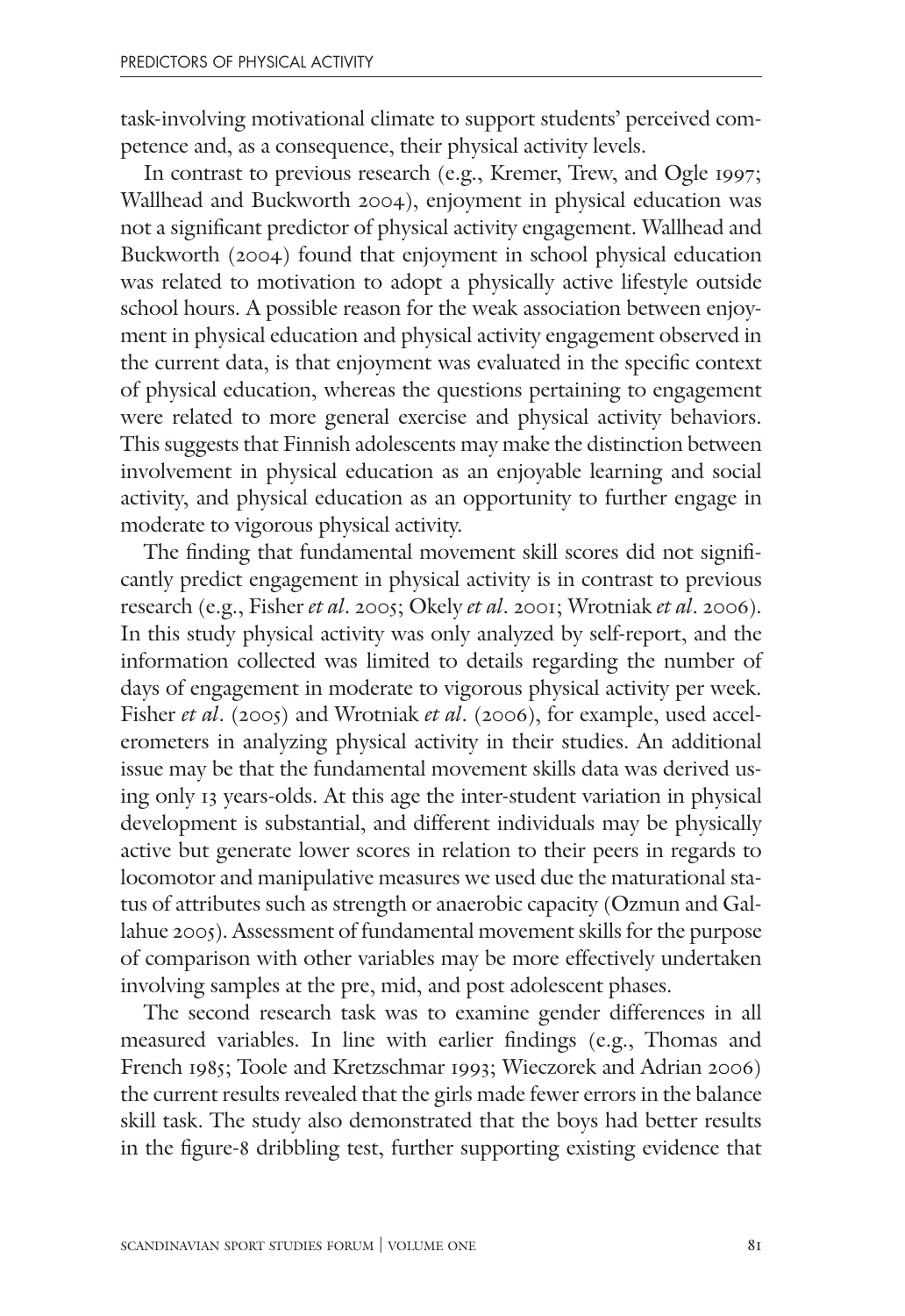task-involving motivational climate to support students' perceived competence and, as a consequence, their physical activity levels.

In contrast to previous research (e.g., Kremer, Trew, and Ogle 1997; Wallhead and Buckworth 2004), enjoyment in physical education was not a significant predictor of physical activity engagement. Wallhead and Buckworth (2004) found that enjoyment in school physical education was related to motivation to adopt a physically active lifestyle outside school hours. A possible reason for the weak association between enjoyment in physical education and physical activity engagement observed in the current data, is that enjoyment was evaluated in the specific context of physical education, whereas the questions pertaining to engagement were related to more general exercise and physical activity behaviors. This suggests that Finnish adolescents may make the distinction between involvement in physical education as an enjoyable learning and social activity, and physical education as an opportunity to further engage in moderate to vigorous physical activity.

The finding that fundamental movement skill scores did not significantly predict engagement in physical activity is in contrast to previous research (e.g., Fisher *et al*. 2005; Okely *et al*. 2001; Wrotniak *et al*. 2006). In this study physical activity was only analyzed by self-report, and the information collected was limited to details regarding the number of days of engagement in moderate to vigorous physical activity per week. Fisher *et al*. (2005) and Wrotniak *et al*. (2006), for example, used accelerometers in analyzing physical activity in their studies. An additional issue may be that the fundamental movement skills data was derived using only 13 years-olds. At this age the inter-student variation in physical development is substantial, and different individuals may be physically active but generate lower scores in relation to their peers in regards to locomotor and manipulative measures we used due the maturational status of attributes such as strength or anaerobic capacity (Ozmun and Gallahue 2005). Assessment of fundamental movement skills for the purpose of comparison with other variables may be more effectively undertaken involving samples at the pre, mid, and post adolescent phases.

The second research task was to examine gender differences in all measured variables. In line with earlier findings (e.g., Thomas and French 1985; Toole and Kretzschmar 1993; Wieczorek and Adrian 2006) the current results revealed that the girls made fewer errors in the balance skill task. The study also demonstrated that the boys had better results in the figure-8 dribbling test, further supporting existing evidence that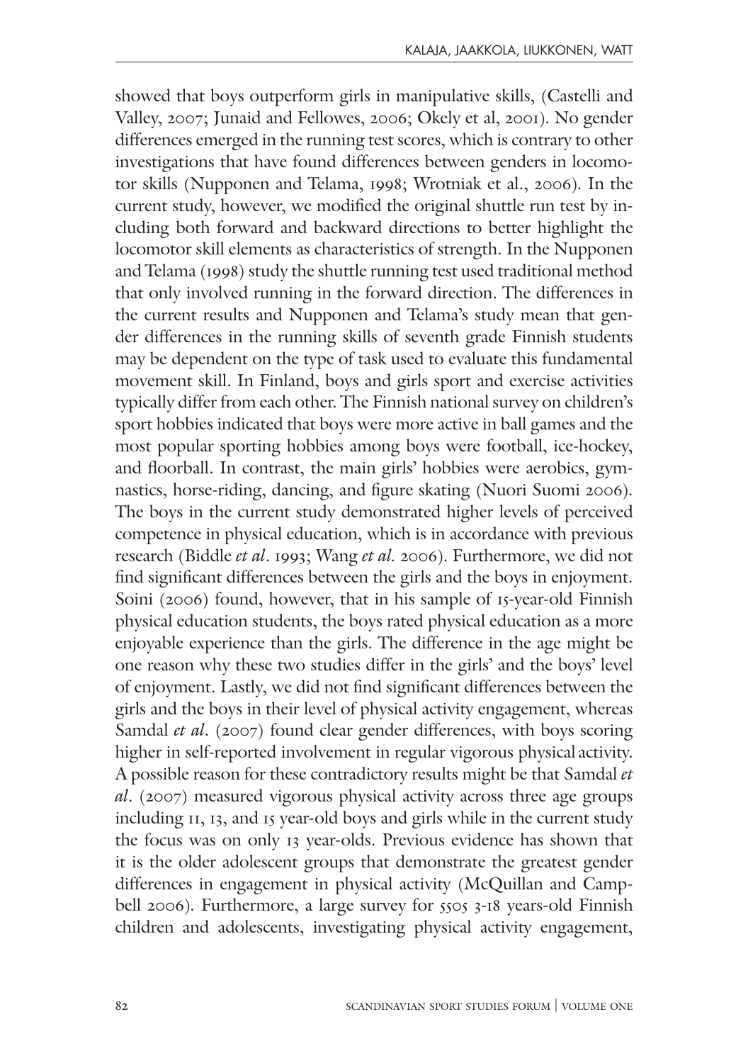showed that boys outperform girls in manipulative skills, (Castelli and Valley, 2007; Junaid and Fellowes, 2006; Okely et al, 2001). No gender differences emerged in the running test scores, which is contrary to other investigations that have found differences between genders in locomotor skills (Nupponen and Telama, 1998; Wrotniak et al., 2006). In the current study, however, we modified the original shuttle run test by including both forward and backward directions to better highlight the locomotor skill elements as characteristics of strength. In the Nupponen and Telama (1998) study the shuttle running test used traditional method that only involved running in the forward direction. The differences in the current results and Nupponen and Telama's study mean that gender differences in the running skills of seventh grade Finnish students may be dependent on the type of task used to evaluate this fundamental movement skill. In Finland, boys and girls sport and exercise activities typically differ from each other. The Finnish national survey on children's sport hobbies indicated that boys were more active in ball games and the most popular sporting hobbies among boys were football, ice-hockey, and floorball. In contrast, the main girls' hobbies were aerobics, gymnastics, horse-riding, dancing, and figure skating (Nuori Suomi 2006). The boys in the current study demonstrated higher levels of perceived competence in physical education, which is in accordance with previous research (Biddle *et al*. 1993; Wang *et al.* 2006). Furthermore, we did not find significant differences between the girls and the boys in enjoyment. Soini (2006) found, however, that in his sample of 15-year-old Finnish physical education students, the boys rated physical education as a more enjoyable experience than the girls. The difference in the age might be one reason why these two studies differ in the girls' and the boys' level of enjoyment. Lastly, we did not find significant differences between the girls and the boys in their level of physical activity engagement, whereas Samdal *et al*. (2007) found clear gender differences, with boys scoring higher in self-reported involvement in regular vigorous physical activity. A possible reason for these contradictory results might be that Samdal *et al*. (2007) measured vigorous physical activity across three age groups including 11, 13, and 15 year-old boys and girls while in the current study the focus was on only 13 year-olds. Previous evidence has shown that it is the older adolescent groups that demonstrate the greatest gender differences in engagement in physical activity (McQuillan and Campbell 2006). Furthermore, a large survey for 5505 3-18 years-old Finnish children and adolescents, investigating physical activity engagement,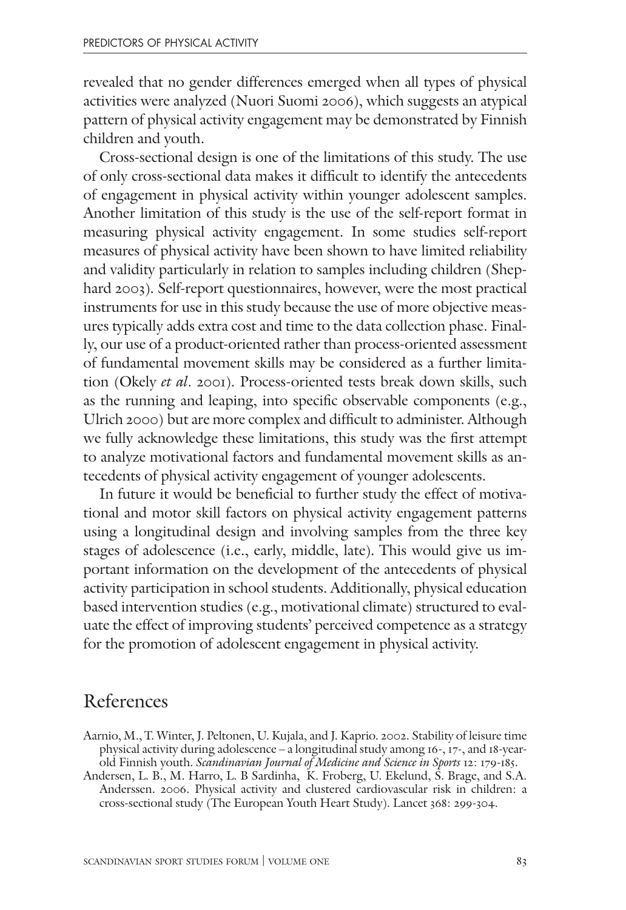revealed that no gender differences emerged when all types of physical activities were analyzed (Nuori Suomi 2006), which suggests an atypical pattern of physical activity engagement may be demonstrated by Finnish children and youth.

Cross-sectional design is one of the limitations of this study. The use of only cross-sectional data makes it difficult to identify the antecedents of engagement in physical activity within younger adolescent samples. Another limitation of this study is the use of the self-report format in measuring physical activity engagement. In some studies self-report measures of physical activity have been shown to have limited reliability and validity particularly in relation to samples including children (Shephard 2003). Self-report questionnaires, however, were the most practical instruments for use in this study because the use of more objective measures typically adds extra cost and time to the data collection phase. Finally, our use of a product-oriented rather than process-oriented assessment of fundamental movement skills may be considered as a further limitation (Okely *et al*. 2001). Process-oriented tests break down skills, such as the running and leaping, into specific observable components (e.g., Ulrich 2000) but are more complex and difficult to administer. Although we fully acknowledge these limitations, this study was the first attempt to analyze motivational factors and fundamental movement skills as antecedents of physical activity engagement of younger adolescents.

In future it would be beneficial to further study the effect of motivational and motor skill factors on physical activity engagement patterns using a longitudinal design and involving samples from the three key stages of adolescence (i.e., early, middle, late). This would give us important information on the development of the antecedents of physical activity participation in school students. Additionally, physical education based intervention studies (e.g., motivational climate) structured to evaluate the effect of improving students' perceived competence as a strategy for the promotion of adolescent engagement in physical activity.

## References

Aarnio, M., T. Winter, J. Peltonen, U. Kujala, and J. Kaprio. 2002. Stability of leisure time physical activity during adolescence – a longitudinal study among 16-, 17-, and 18-year-old Finnish youth. *Scandinavian Journal of Medicine and Science in Sports* 12: 179-185.

Andersen, L. B., M. Harro, L. B Sardinha, K. Froberg, U. Ekelund, S. Brage, and S.A. Anderssen. 2006. Physical activity and clustered cardiovascular risk in children: a cross-sectional study (The European Youth Heart Study). Lancet 368: 299-304.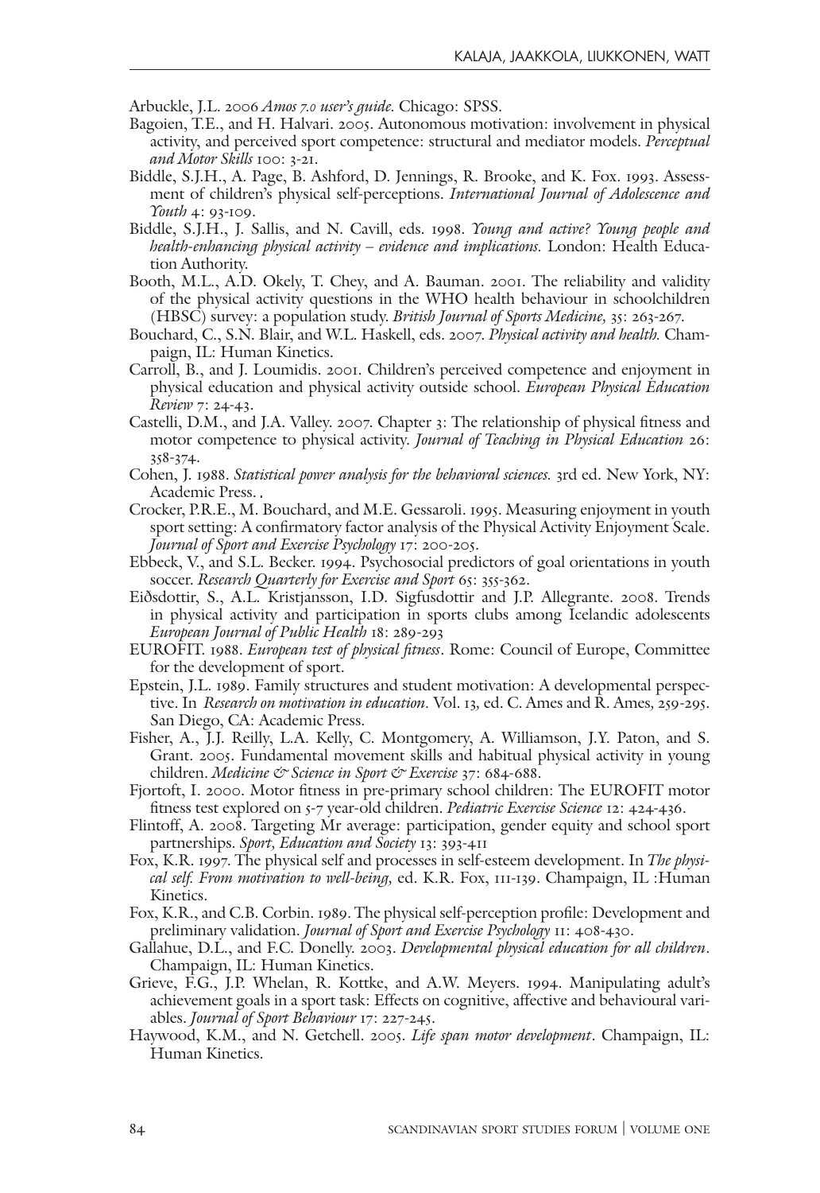Arbuckle, J.L. 2006 *Amos 7.0 user's guide.* Chicago: SPSS.

Bagoien, T.E., and H. Halvari. 2005. Autonomous motivation: involvement in physical activity, and perceived sport competence: structural and mediator models. *Perceptual and Motor Skills* 100: 3-21.

Biddle, S.J.H., A. Page, B. Ashford, D. Jennings, R. Brooke, and K. Fox. 1993. Assessment of children's physical self-perceptions. *International Journal of Adolescence and Youth* 4: 93-109.

Biddle, S.J.H., J. Sallis, and N. Cavill, eds. 1998. *Young and active? Young people and health-enhancing physical activity – evidence and implications.* London: Health Education Authority.

Booth, M.L., A.D. Okely, T. Chey, and A. Bauman. 2001. The reliability and validity of the physical activity questions in the WHO health behaviour in schoolchildren (HBSC) survey: a population study. *British Journal of Sports Medicine,* 35: 263-267.

Bouchard, C., S.N. Blair, and W.L. Haskell, eds. 2007. *Physical activity and health.* Champaign, IL: Human Kinetics.

Carroll, B., and J. Loumidis. 2001. Children's perceived competence and enjoyment in physical education and physical activity outside school. *European Physical Education Review* 7: 24-43.

Castelli, D.M., and J.A. Valley. 2007. Chapter 3: The relationship of physical fitness and motor competence to physical activity. *Journal of Teaching in Physical Education* 26: 358-374.

Cohen, J. 1988. *Statistical power analysis for the behavioral sciences.* 3rd ed. New York, NY: Academic Press. ,

Crocker, P.R.E., M. Bouchard, and M.E. Gessaroli. 1995. Measuring enjoyment in youth sport setting: A confirmatory factor analysis of the Physical Activity Enjoyment Scale. *Journal of Sport and Exercise Psychology* 17: 200-205.

Ebbeck, V., and S.L. Becker. 1994. Psychosocial predictors of goal orientations in youth soccer. *Research Quarterly for Exercise and Sport* 65: 355-362.

Eiðsdottir, S., A.L. Kristjansson, I.D. Sigfusdottir and J.P. Allegrante. 2008. Trends in physical activity and participation in sports clubs among Icelandic adolescents *European Journal of Public Health* 18: 289-293

EUROFIT. 1988. *European test of physical fitness*. Rome: Council of Europe, Committee for the development of sport.

Epstein, J.L. 1989. Family structures and student motivation: A developmental perspective. In *Research on motivation in education.* Vol. 13, ed. C. Ames and R. Ames, 259-295. San Diego, CA: Academic Press.

Fisher, A., J.J. Reilly, L.A. Kelly, C. Montgomery, A. Williamson, J.Y. Paton, and S. Grant. 2005. Fundamental movement skills and habitual physical activity in young children. *Medicine & Science in Sport & Exercise* 37: 684-688.

Fjortoft, I. 2000. Motor fitness in pre-primary school children: The EUROFIT motor fitness test explored on 5-7 year-old children. *Pediatric Exercise Science* 12: 424-436.

Flintoff, A. 2008. Targeting Mr average: participation, gender equity and school sport partnerships. *Sport, Education and Society* 13: 393-411

Fox, K.R. 1997. The physical self and processes in self-esteem development. In *The physical self. From motivation to well-being,* ed. K.R. Fox, 111-139. Champaign, IL :Human Kinetics.

Fox, K.R., and C.B. Corbin. 1989. The physical self-perception profile: Development and preliminary validation. *Journal of Sport and Exercise Psychology* 11: 408-430.

Gallahue, D.L., and F.C. Donelly. 2003. *Developmental physical education for all children*. Champaign, IL: Human Kinetics.

Grieve, F.G., J.P. Whelan, R. Kottke, and A.W. Meyers. 1994. Manipulating adult's achievement goals in a sport task: Effects on cognitive, affective and behavioural variables. *Journal of Sport Behaviour* 17: 227-245.

Haywood, K.M., and N. Getchell. 2005. *Life span motor development*. Champaign, IL: Human Kinetics.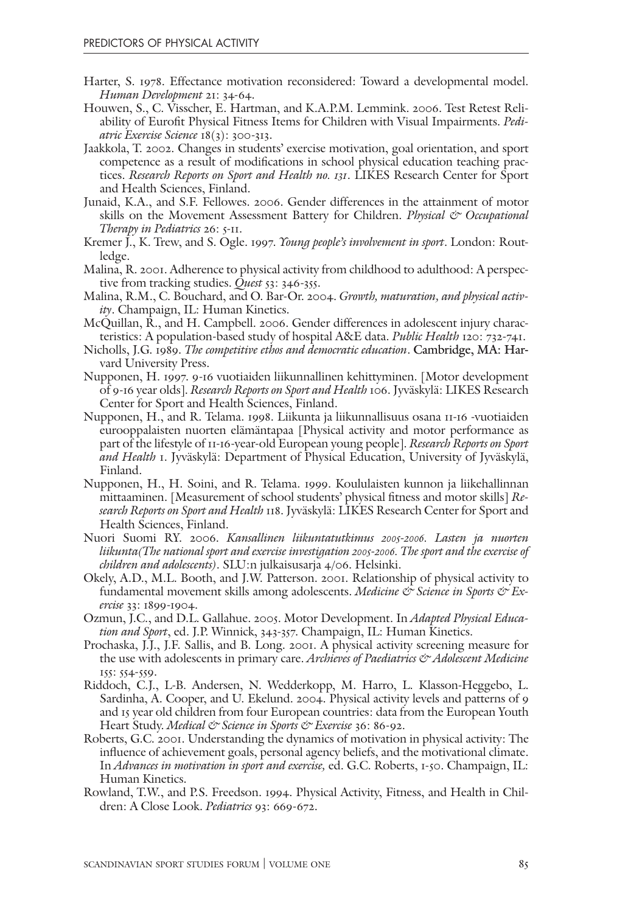Harter, S. 1978. Effectance motivation reconsidered: Toward a developmental model. *Human Development* 21: 34-64.

Houwen, S., C. Visscher, E. Hartman, and K.A.P.M. Lemmink. 2006. Test Retest Reliability of Eurofit Physical Fitness Items for Children with Visual Impairments. *Pediatric Exercise Science* 18(3): 300-313.

Jaakkola, T. 2002. Changes in students' exercise motivation, goal orientation, and sport competence as a result of modifications in school physical education teaching practices. *Research Reports on Sport and Health no. 131*. LIKES Research Center for Sport and Health Sciences, Finland.

Junaid, K.A., and S.F. Fellowes. 2006. Gender differences in the attainment of motor skills on the Movement Assessment Battery for Children. *Physical & Occupational Therapy in Pediatrics* 26: 5-11.

Kremer J., K. Trew, and S. Ogle. 1997. *Young people's involvement in sport*. London: Routledge.

Malina, R. 2001. Adherence to physical activity from childhood to adulthood: A perspective from tracking studies. *Quest* 53: 346-355.

Malina, R.M., C. Bouchard, and O. Bar-Or. 2004. *Growth, maturation, and physical activity*. Champaign, IL: Human Kinetics.

McQuillan, R., and H. Campbell. 2006. Gender differences in adolescent injury characteristics: A population-based study of hospital A&E data. *Public Health* 120: 732-741.

Nicholls, J.G. 1989. *The competitive ethos and democratic education*. Cambridge, MA: Harvard University Press.

Nupponen, H. 1997. 9-16 vuotiaiden liikunnallinen kehittyminen. [Motor development of 9-16 year olds]. *Research Reports on Sport and Health* 106. Jyväskylä: LIKES Research Center for Sport and Health Sciences, Finland.

Nupponen, H., and R. Telama. 1998. Liikunta ja liikunnallisuus osana 11-16 -vuotiaiden eurooppalaisten nuorten elämäntapaa [Physical activity and motor performance as part of the lifestyle of 11-16-year-old European young people]. *Research Reports on Sport and Health* 1. Jyväskylä: Department of Physical Education, University of Jyväskylä, Finland.

Nupponen, H., H. Soini, and R. Telama. 1999. Koululaisten kunnon ja liikehallinnan mittaaminen. [Measurement of school students' physical fitness and motor skills] *Research Reports on Sport and Health* 118. Jyväskylä: LIKES Research Center for Sport and Health Sciences, Finland.

Nuori Suomi RY. 2006. *Kansallinen liikuntatutkimus 2005-2006. Lasten ja nuorten liikunta(The national sport and exercise investigation 2005-2006. The sport and the exercise of children and adolescents)*. SLU:n julkaisusarja 4/06. Helsinki.

Okely, A.D., M.L. Booth, and J.W. Patterson. 2001. Relationship of physical activity to fundamental movement skills among adolescents. *Medicine & Science in Sports & Exercise* 33: 1899-1904.

Ozmun, J.C., and D.L. Gallahue. 2005. Motor Development. In *Adapted Physical Education and Sport*, ed. J.P. Winnick, 343-357. Champaign, IL: Human Kinetics.

Prochaska, J.J., J.F. Sallis, and B. Long. 2001. A physical activity screening measure for the use with adolescents in primary care. *Archieves of Paediatrics & Adolescent Medicine* 155: 554-559.

Riddoch, C.J., L-B. Andersen, N. Wedderkopp, M. Harro, L. Klasson-Heggebo, L. Sardinha, A. Cooper, and U. Ekelund. 2004. Physical activity levels and patterns of 9 and 15 year old children from four European countries: data from the European Youth Heart Study. *Medical & Science in Sports & Exercise* 36: 86-92.

Roberts, G.C. 2001. Understanding the dynamics of motivation in physical activity: The influence of achievement goals, personal agency beliefs, and the motivational climate. In *Advances in motivation in sport and exercise,* ed. G.C. Roberts, 1-50. Champaign, IL: Human Kinetics.

Rowland, T.W., and P.S. Freedson. 1994. Physical Activity, Fitness, and Health in Children: A Close Look. *Pediatrics* 93: 669-672.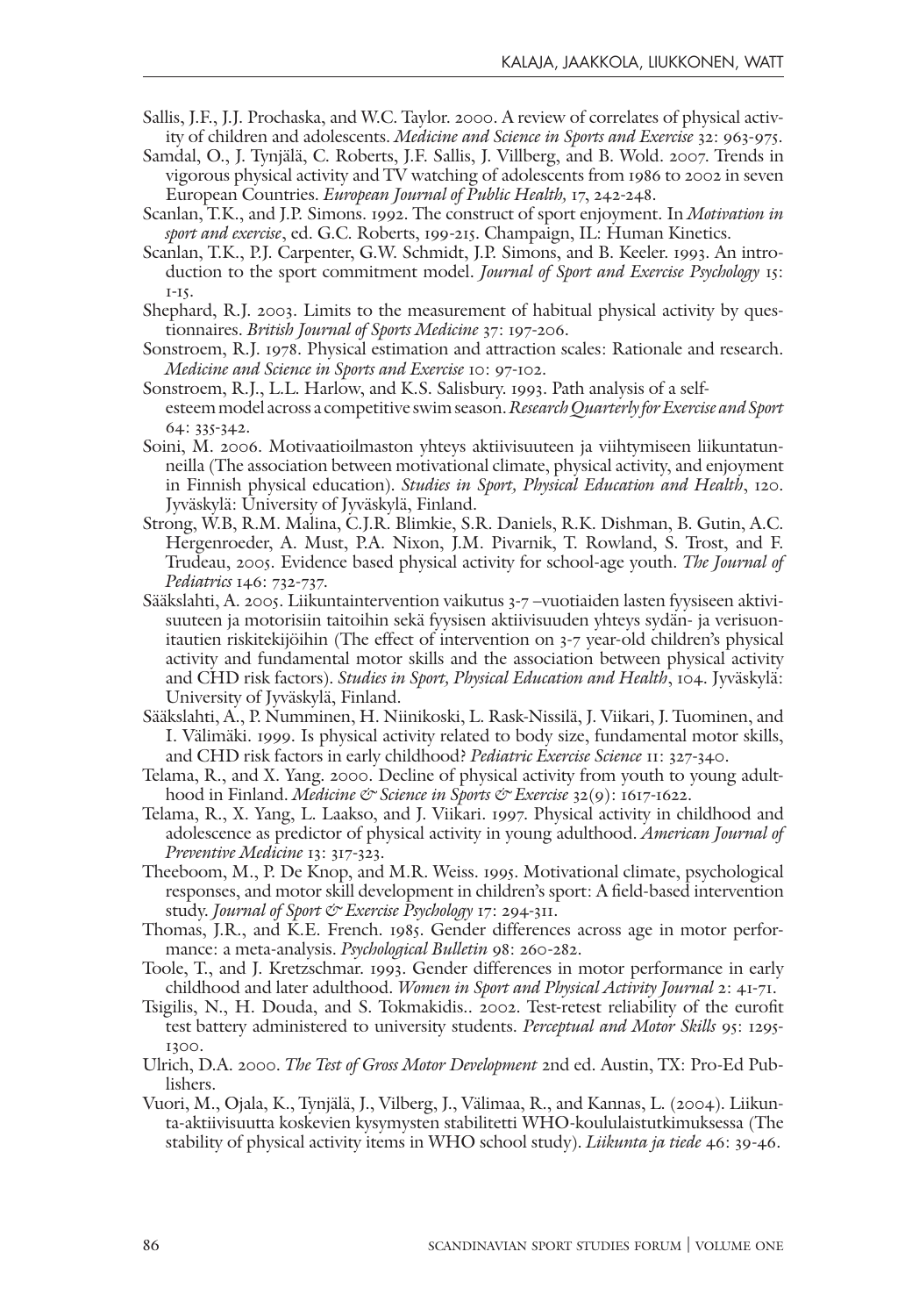Sallis, J.F., J.J. Prochaska, and W.C. Taylor. 2000. A review of correlates of physical activity of children and adolescents. *Medicine and Science in Sports and Exercise* 32: 963-975.

Samdal, O., J. Tynjälä, C. Roberts, J.F. Sallis, J. Villberg, and B. Wold. 2007. Trends in vigorous physical activity and TV watching of adolescents from 1986 to 2002 in seven European Countries. *European Journal of Public Health,* 17, 242-248.

Scanlan, T.K., and J.P. Simons. 1992. The construct of sport enjoyment. In *Motivation in sport and exercise*, ed. G.C. Roberts, 199-215. Champaign, IL: Human Kinetics.

Scanlan, T.K., P.J. Carpenter, G.W. Schmidt, J.P. Simons, and B. Keeler. 1993. An introduction to the sport commitment model. *Journal of Sport and Exercise Psychology* 15: 1-15.

Shephard, R.J. 2003. Limits to the measurement of habitual physical activity by questionnaires. *British Journal of Sports Medicine* 37: 197-206.

Sonstroem, R.J. 1978. Physical estimation and attraction scales: Rationale and research. *Medicine and Science in Sports and Exercise* 10: 97-102.

Sonstroem, R.J., L.L. Harlow, and K.S. Salisbury. 1993. Path analysis of a self-esteem model across a competitive swim season. *Research Quarterly for Exercise and Sport* 64: 335-342.

Soini, M. 2006. Motivaatioilmaston yhteys aktiivisuuteen ja viihtymiseen liikuntatunneilla (The association between motivational climate, physical activity, and enjoyment in Finnish physical education). *Studies in Sport, Physical Education and Health*, 120. Jyväskylä: University of Jyväskylä, Finland.

Strong, W.B, R.M. Malina, C.J.R. Blimkie, S.R. Daniels, R.K. Dishman, B. Gutin, A.C. Hergenroeder, A. Must, P.A. Nixon, J.M. Pivarnik, T. Rowland, S. Trost, and F. Trudeau, 2005. Evidence based physical activity for school-age youth. *The Journal of Pediatrics* 146: 732-737.

Sääkslahti, A. 2005. Liikuntaintervention vaikutus 3-7 –vuotiaiden lasten fyysiseen aktiivisuuteen ja motorisiin taitoihin sekä fyysisen aktiivisuuden yhteys sydän- ja verisuonitautien riskitekijöihin (The effect of intervention on 3-7 year-old children's physical activity and fundamental motor skills and the association between physical activity and CHD risk factors). *Studies in Sport, Physical Education and Health*, 104. Jyväskylä: University of Jyväskylä, Finland.

Sääkslahti, A., P. Numminen, H. Niinikoski, L. Rask-Nissilä, J. Viikari, J. Tuominen, and I. Välimäki. 1999. Is physical activity related to body size, fundamental motor skills, and CHD risk factors in early childhood? *Pediatric Exercise Science* 11: 327-340.

Telama, R., and X. Yang. 2000. Decline of physical activity from youth to young adulthood in Finland. *Medicine & Science in Sports & Exercise* 32(9): 1617-1622.

Telama, R., X. Yang, L. Laakso, and J. Viikari. 1997. Physical activity in childhood and adolescence as predictor of physical activity in young adulthood. *American Journal of Preventive Medicine* 13: 317-323.

Theeboom, M., P. De Knop, and M.R. Weiss. 1995. Motivational climate, psychological responses, and motor skill development in children's sport: A field-based intervention study. *Journal of Sport & Exercise Psychology* 17: 294-311.

Thomas, J.R., and K.E. French. 1985. Gender differences across age in motor performance: a meta-analysis. *Psychological Bulletin* 98: 260-282.

Toole, T., and J. Kretzschmar. 1993. Gender differences in motor performance in early childhood and later adulthood. *Women in Sport and Physical Activity Journal* 2: 41-71.

Tsigilis, N., H. Douda, and S. Tokmakidis.. 2002. Test-retest reliability of the eurofit test battery administered to university students. *Perceptual and Motor Skills* 95: 1295-1300.

Ulrich, D.A. 2000. *The Test of Gross Motor Development* 2nd ed. Austin, TX: Pro-Ed Publishers.

Vuori, M., Ojala, K., Tynjälä, J., Vilberg, J., Välimaa, R., and Kannas, L. (2004). Liikunta-aktiivisuutta koskevien kysymysten stabilitetti WHO-koululaistutkimuksessa (The stability of physical activity items in WHO school study). *Liikunta ja tiede* 46: 39-46.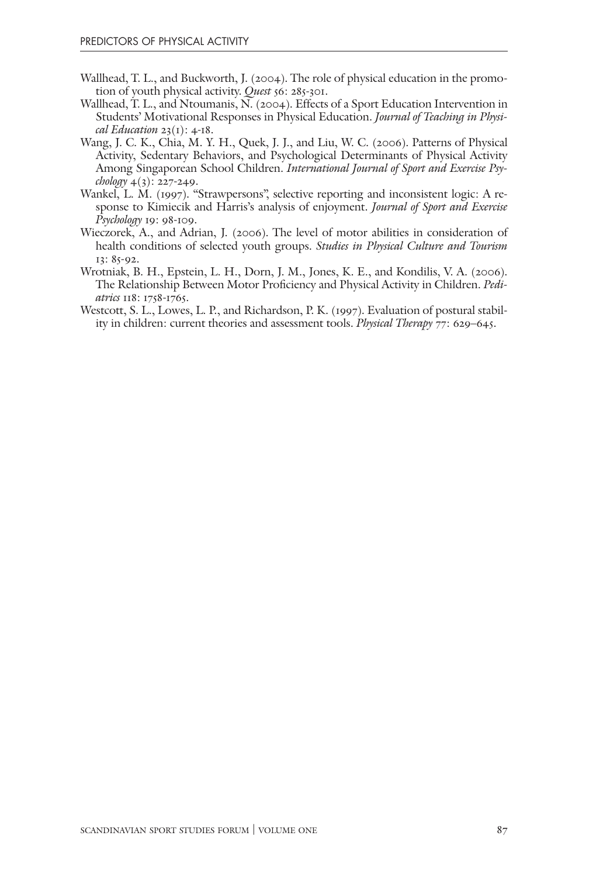Wallhead, T. L., and Buckworth, J. (2004). The role of physical education in the promotion of youth physical activity. *Quest* 56: 285-301.

Wallhead, T. L., and Ntoumanis, N. (2004). Effects of a Sport Education Intervention in Students' Motivational Responses in Physical Education. *Journal of Teaching in Physical Education* 23(1): 4-18.

Wang, J. C. K., Chia, M. Y. H., Quek, J. J., and Liu, W. C. (2006). Patterns of Physical Activity, Sedentary Behaviors, and Psychological Determinants of Physical Activity Among Singaporean School Children. *International Journal of Sport and Exercise Psychology* 4(3): 227-249.

Wankel, L. M. (1997). "Strawpersons", selective reporting and inconsistent logic: A response to Kimiecik and Harris's analysis of enjoyment. *Journal of Sport and Exercise Psychology* 19: 98-109.

Wieczorek, A., and Adrian, J. (2006). The level of motor abilities in consideration of health conditions of selected youth groups. *Studies in Physical Culture and Tourism* 13: 85-92.

Wrotniak, B. H., Epstein, L. H., Dorn, J. M., Jones, K. E., and Kondilis, V. A. (2006). The Relationship Between Motor Proficiency and Physical Activity in Children. *Pediatrics* 118: 1758-1765.

Westcott, S. L., Lowes, L. P., and Richardson, P. K. (1997). Evaluation of postural stability in children: current theories and assessment tools. *Physical Therapy* 77: 629–645.